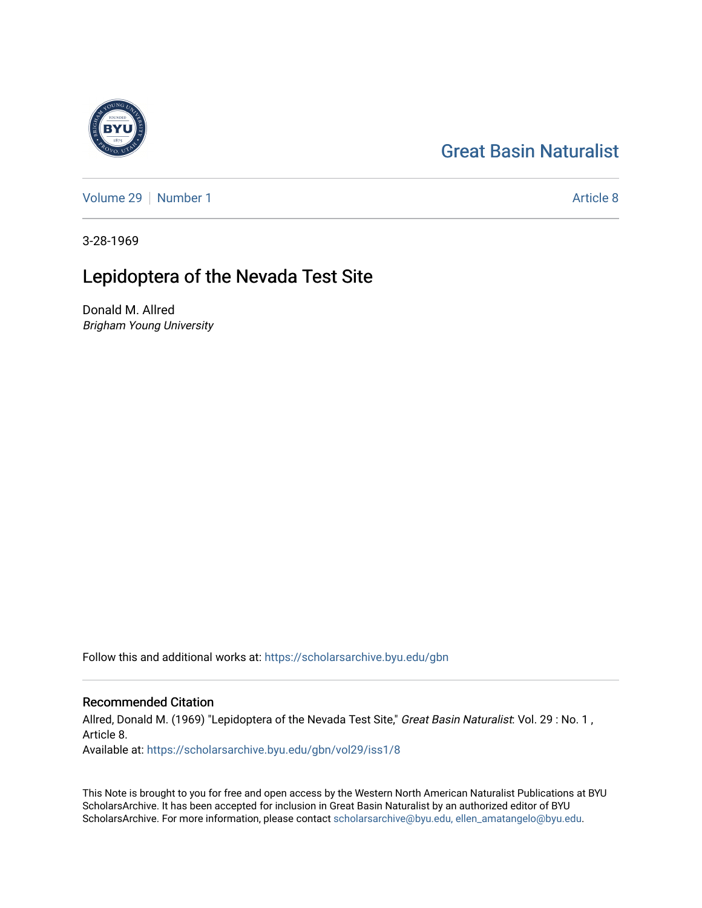Great Basin Naturalist

Volume 29 | Number 1

Article 8

3-28-1969

# Lepidoptera of the Nevada Test Site

Donald M. Allred
*Brigham Young University*

Follow this and additional works at: https://scholarsarchive.byu.edu/gbn

## Recommended Citation

Allred, Donald M. (1969) "Lepidoptera of the Nevada Test Site," *Great Basin Naturalist*: Vol. 29 : No. 1 , Article 8.
Available at: https://scholarsarchive.byu.edu/gbn/vol29/iss1/8

This Note is brought to you for free and open access by the Western North American Naturalist Publications at BYU ScholarsArchive. It has been accepted for inclusion in Great Basin Naturalist by an authorized editor of BYU ScholarsArchive. For more information, please contact scholarsarchive@byu.edu, ellen_amatangelo@byu.edu.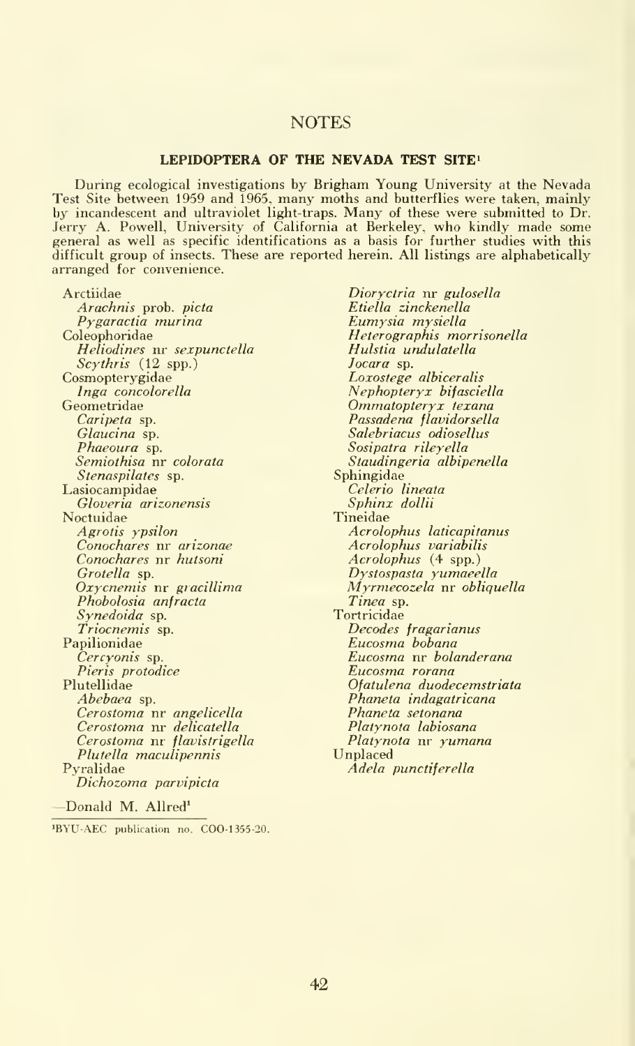## NOTES

### LEPIDOPTERA OF THE NEVADA TEST SITE[1]

During ecological investigations by Brigham Young University at the Nevada Test Site between 1959 and 1965, many moths and butterflies were taken, mainly by incandescent and ultraviolet light-traps. Many of these were submitted to Dr. Jerry A. Powell, University of California at Berkeley, who kindly made some general as well as specific identifications as a basis for further studies with this difficult group of insects. These are reported herein. All listings are alphabetically arranged for convenience.

Arctiidae
- *Arachnis* prob. *picta*
- *Pygaractia murina*

Coleophoridae
- *Heliodines* nr *sexpunctella*
- *Scythris* (12 spp.)

Cosmopterygidae
- *Inga concolorella*

Geometridae
- *Caripeta* sp.
- *Glaucina* sp.
- *Phaeoura* sp.
- *Semiothisa* nr *colorata*
- *Stenaspilates* sp.

Lasiocampidae
- *Gloveria arizonensis*

Noctuidae
- *Agrotis ypsilon*
- *Conochares* nr *arizonae*
- *Conochares* nr *hutsoni*
- *Grotella* sp.
- *Oxycnemis* nr *gracillima*
- *Phobolosia anfracta*
- *Synedoida* sp.
- *Triocnemis* sp.

Papilionidae
- *Cercyonis* sp.
- *Pieris protodice*

Plutellidae
- *Abebaea* sp.
- *Cerostoma* nr *angelicella*
- *Cerostoma* nr *delicatella*
- *Cerostoma* nr *flavistrigella*
- *Plutella maculipennis*

Pyralidae
- *Dichozoma parvipicta*
- *Dioryctria* nr *gulosella*
- *Etiella zinckenella*
- *Eumysia mysiella*
- *Heterographis morrisonella*
- *Hulstia undulatella*
- *Jocara* sp.
- *Loxostege albiceralis*
- *Nephopteryx bifasciella*
- *Ommatopteryx texana*
- *Passadena flavidorsella*
- *Salebriacus odiosellus*
- *Sosipatra rileyella*
- *Staudingeria albipenella*

Sphingidae
- *Celerio lineata*
- *Sphinx dollii*

Tineidae
- *Acrolophus laticapitanus*
- *Acrolophus variabilis*
- *Acrolophus* (4 spp.)
- *Dystospasta yumaeella*
- *Myrmecozela* nr *obliquella*
- *Tinea* sp.

Tortricidae
- *Decodes fragarianus*
- *Eucosma bobana*
- *Eucosma* nr *bolanderana*
- *Eucosma rorana*
- *Ofatulena duodecemstriata*
- *Phaneta indagatricana*
- *Phaneta setonana*
- *Platynota labiosana*
- *Platynota* nr *yumana*

Unplaced
- *Adela punctiferella*

—Donald M. Allred[1]

[1]BYU-AEC publication no. COO-1355-20.